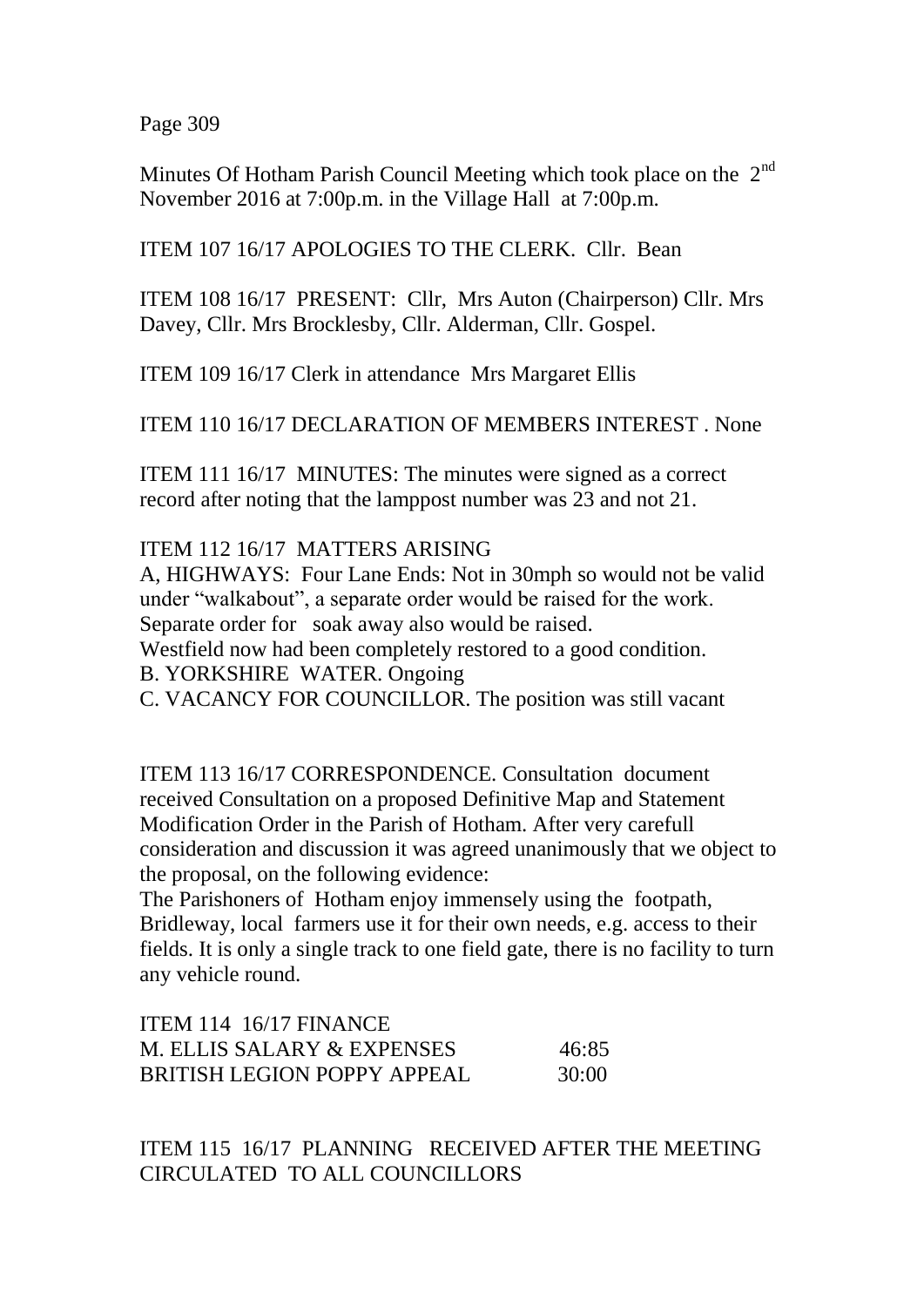Minutes Of Hotham Parish Council Meeting which took place on the 2nd November 2016 at 7:00p.m. in the Village Hall at 7:00p.m.

ITEM 107 16/17 APOLOGIES TO THE CLERK. Cllr. Bean

ITEM 108 16/17 PRESENT: Cllr, Mrs Auton (Chairperson) Cllr. Mrs Davey, Cllr. Mrs Brocklesby, Cllr. Alderman, Cllr. Gospel.

ITEM 109 16/17 Clerk in attendance Mrs Margaret Ellis

ITEM 110 16/17 DECLARATION OF MEMBERS INTEREST . None

ITEM 111 16/17 MINUTES: The minutes were signed as a correct record after noting that the lamppost number was 23 and not 21.

ITEM 112 16/17 MATTERS ARISING

A, HIGHWAYS: Four Lane Ends: Not in 30mph so would not be valid under "walkabout", a separate order would be raised for the work. Separate order for soak away also would be raised.
Westfield now had been completely restored to a good condition.

B. YORKSHIRE WATER. Ongoing

C. VACANCY FOR COUNCILLOR. The position was still vacant

ITEM 113 16/17 CORRESPONDENCE. Consultation document received Consultation on a proposed Definitive Map and Statement Modification Order in the Parish of Hotham. After very carefull consideration and discussion it was agreed unanimously that we object to the proposal, on the following evidence:
The Parishoners of Hotham enjoy immensely using the footpath, Bridleway, local farmers use it for their own needs, e.g. access to their fields. It is only a single track to one field gate, there is no facility to turn any vehicle round.

ITEM 114 16/17 FINANCE

| | |
|---|---|
| M. ELLIS SALARY & EXPENSES | 46:85 |
| BRITISH LEGION POPPY APPEAL | 30:00 |

ITEM 115 16/17 PLANNING RECEIVED AFTER THE MEETING CIRCULATED TO ALL COUNCILLORS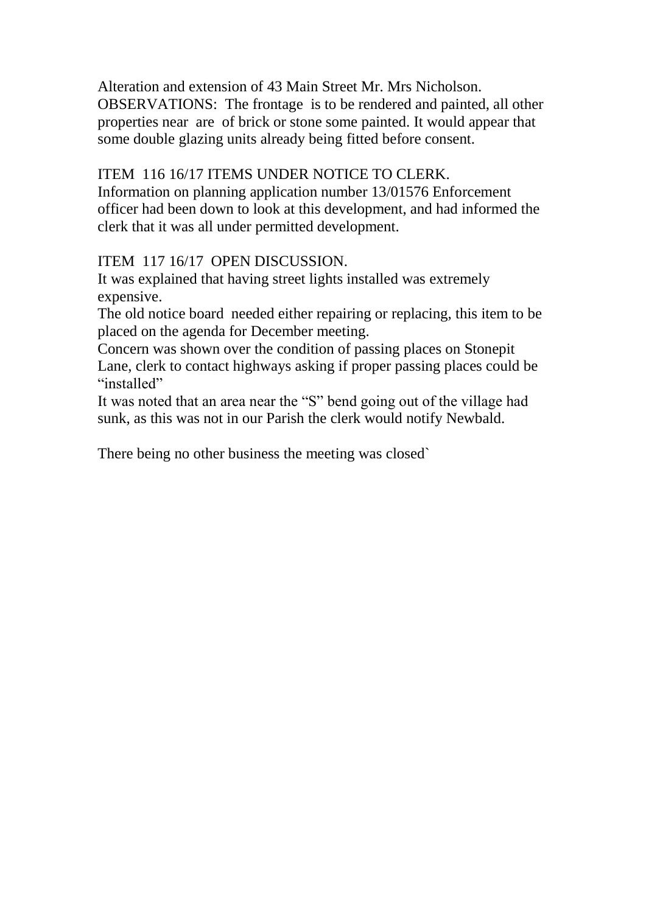Alteration and extension of 43 Main Street Mr. Mrs Nicholson.
OBSERVATIONS: The frontage is to be rendered and painted, all other properties near are of brick or stone some painted. It would appear that some double glazing units already being fitted before consent.

ITEM 116 16/17 ITEMS UNDER NOTICE TO CLERK.
Information on planning application number 13/01576 Enforcement officer had been down to look at this development, and had informed the clerk that it was all under permitted development.

ITEM 117 16/17 OPEN DISCUSSION.
It was explained that having street lights installed was extremely expensive.
The old notice board needed either repairing or replacing, this item to be placed on the agenda for December meeting.
Concern was shown over the condition of passing places on Stonepit Lane, clerk to contact highways asking if proper passing places could be "installed"
It was noted that an area near the "S" bend going out of the village had sunk, as this was not in our Parish the clerk would notify Newbald.

There being no other business the meeting was closed`